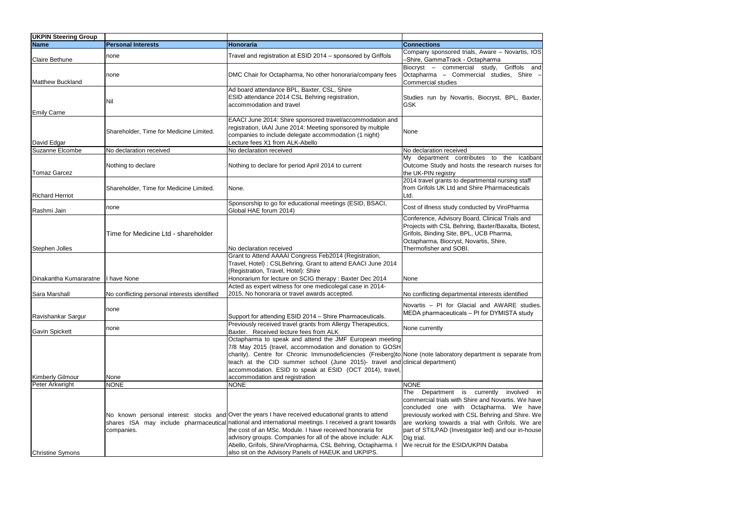| UKPIN Steering Group | | | |
|---|---|---|---|
| **Name** | **Personal Interests** | **Honoraria** | **Connections** |
| Claire Bethune | none | Travel and registration at ESID 2014 – sponsored by Griffols | Company sponsored trials, Aware – Novartis, IOS –Shire, GammaTrack - Octapharma |
| Matthew Buckland | none | DMC Chair for Octapharma, No other honoraria/company fees | Biocryst – commercial study, Griffols and Octapharma – Commercial studies, Shire – Commercial studies |
| Emily Carne | Nil | Ad board attendance BPL, Baxter, CSL, Shire<br>ESID attendance 2014 CSL Behring registration, accommodation and travel | Studies run by Novartis, Biocryst, BPL, Baxter, GSK |
| David Edgar | Shareholder, Time for Medicine Limited. | EAACI June 2014: Shire sponsored travel/accommodation and registration, IAAI June 2014: Meeting sponsored by multiple companies to include delegate accommodation (1 night)<br>Lecture fees X1 from ALK-Abello | None |
| Suzanne Elcombe | No declaration received | No declaration received | No declaration received |
| Tomaz Garcez | Nothing to declare | Nothing to declare for period April 2014 to current | My department contributes to the Icatibant Outcome Study and hosts the research nurses for the UK-PIN registry |
| Richard Herriot | Shareholder, Time for Medicine Limited. | None. | 2014 travel grants to departmental nursing staff from Grifols UK Ltd and Shire Pharmaceuticals Ltd. |
| Rashmi Jain | none | Sponsorship to go for educational meetings (ESID, BSACI, Global HAE forum 2014) | Cost of illness study conducted by ViroPharma |
| Stephen Jolles | Time for Medicine Ltd - shareholder | No declaration received | Conference, Advisory Board, Clinical Trials and Projects with CSL Behring, Baxter/Baxalta, Biotest, Grifols, Binding Site, BPL, UCB Pharma, Octapharma, Biocryst, Novartis, Shire, Thermofisher and SOBI. |
| Dinakantha Kumararatne | I have None | Grant to Attend AAAAI Congress Feb2014 (Registration, Travel, Hotel) : CSLBehring. Grant to attend EAACI June 2014 (Registration, Travel, Hotel): Shire<br>Honorarium for lecture on SCIG therapy : Baxter Dec 2014 | None |
| Sara Marshall | No conflicting personal interests identified | Acted as expert witness for one medicolegal case in 2014-2015, No honoraria or travel awards accepted. | No conflicting departmental interests identified |
| Ravishankar Sargur | none | Support for attending ESID 2014 – Shire Pharmaceuticals. | Novartis – PI for Glacial and AWARE studies. MEDA pharmaceuticals – PI for DYMISTA study |
| Gavin Spickett | none | Previously received travel grants from Allergy Therapeutics, Baxter. Received lecture fees from ALK | None currently |
| Kimberly Gilmour | None | Octapharma to speak and attend the JMF European meeting 7/8 May 2015 (travel, accommodation and donation to GOSH charity). Centre for Chronic Immunodeficiencies (Freiberg)to teach at the CID summer school (June 2015)- travel and accommodation. ESID to speak at ESID (OCT 2014), travel, accommodation and registration | None (note laboratory department is separate from clinical department) |
| Peter Arkwright | NONE | NONE | NONE |
| Christine Symons | No known personal interest: stocks and shares ISA may include pharmaceutical companies. | Over the years I have received educational grants to attend national and international meetings. I received a grant towards the cost of an MSc. Module. I have received honoraria for advisory groups. Companies for all of the above include: ALK Abello, Grifols, Shire/Viropharma, CSL Behring, Octapharma. I also sit on the Advisory Panels of HAEUK and UKPIPS. | The Department is currently involved in commercial trials with Shire and Novartis. We have concluded one with Octapharma. We have previously worked with CSL Behring and Shire. We are working towards a trial with Grifols. We are part of STILPAD (Investgator led) and our in-house Dig trial.<br>We recruit for the ESID/UKPIN Databa |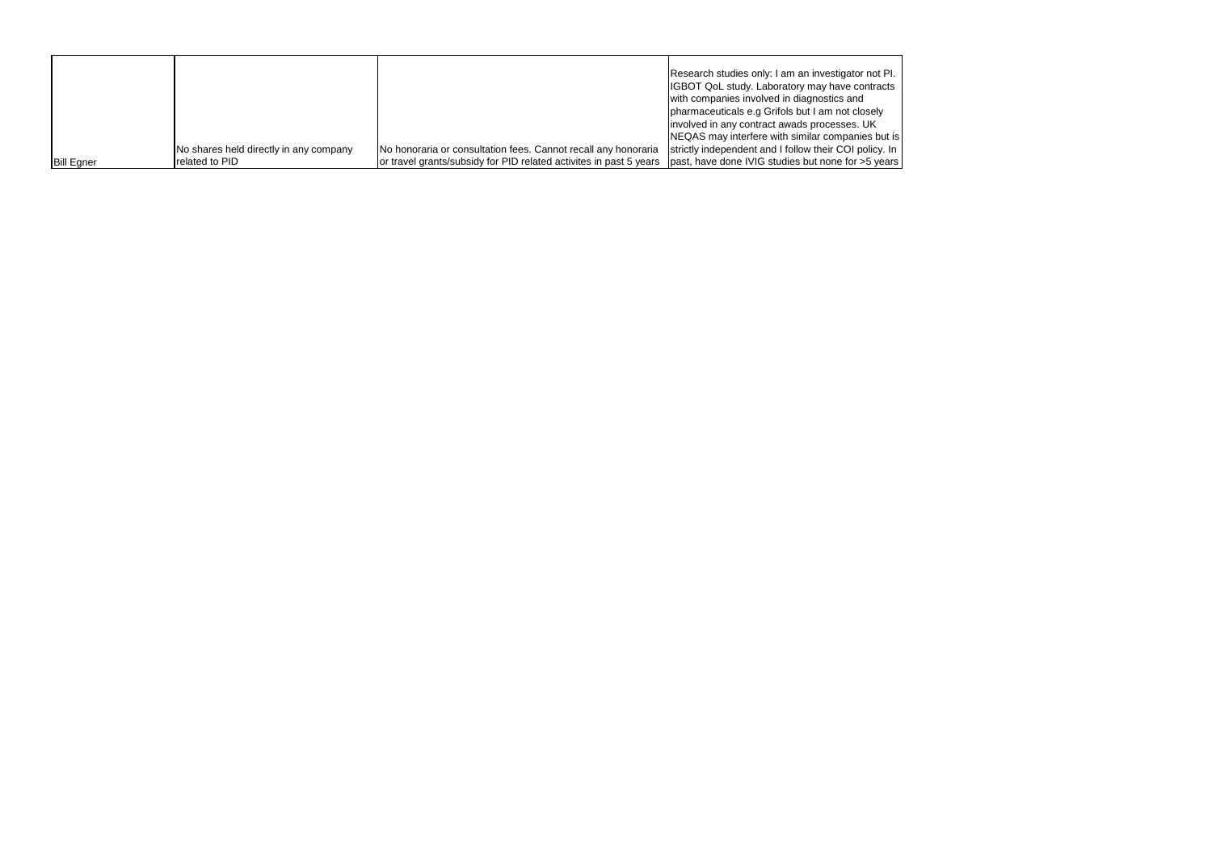| | | | |
|---|---|---|---|
| Bill Egner | No shares held directly in any company related to PID | No honoraria or consultation fees. Cannot recall any honoraria or travel grants/subsidy for PID related activites in past 5 years | Research studies only: I am an investigator not PI. IGBOT QoL study. Laboratory may have contracts with companies involved in diagnostics and pharmaceuticals e.g Grifols but I am not closely involved in any contract awads processes. UK NEQAS may interfere with similar companies but is strictly independent and I follow their COI policy. In past, have done IVIG studies but none for >5 years |